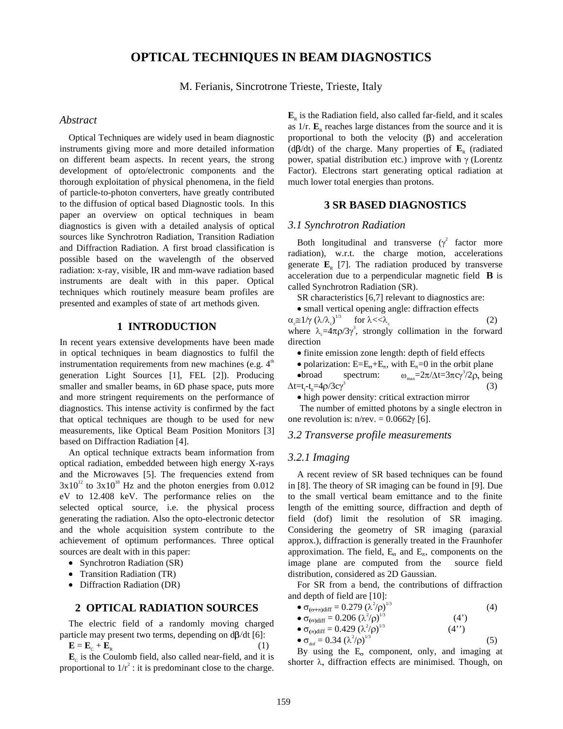# OPTICAL TECHNIQUES IN BEAM DIAGNOSTICS

M. Ferianis, Sincrotrone Trieste, Trieste, Italy

### *Abstract*

Optical Techniques are widely used in beam diagnostic instruments giving more and more detailed information on different beam aspects. In recent years, the strong development of opto/electronic components and the thorough exploitation of physical phenomena, in the field of particle-to-photon converters, have greatly contributed to the diffusion of optical based Diagnostic tools. In this paper an overview on optical techniques in beam diagnostics is given with a detailed analysis of optical sources like Synchrotron Radiation, Transition Radiation and Diffraction Radiation. A first broad classification is possible based on the wavelength of the observed radiation: x-ray, visible, IR and mm-wave radiation based instruments are dealt with in this paper. Optical techniques which routinely measure beam profiles are presented and examples of state of art methods given.

## 1 INTRODUCTION

In recent years extensive developments have been made in optical techniques in beam diagnostics to fulfil the instrumentation requirements from new machines (e.g. 4[th] generation Light Sources [1], FEL [2]). Producing smaller and smaller beams, in 6D phase space, puts more and more stringent requirements on the performance of diagnostics. This intense activity is confirmed by the fact that optical techniques are though to be used for new measurements, like Optical Beam Position Monitors [3] based on Diffraction Radiation [4].

An optical technique extracts beam information from optical radiation, embedded between high energy X-rays and the Microwaves [5]. The frequencies extend from $3\times10^{12}$ to $3\times10^{18}$ Hz and the photon energies from 0.012 eV to 12.408 keV. The performance relies on the selected optical source, i.e. the physical process generating the radiation. Also the opto-electronic detector and the whole acquisition system contribute to the achievement of optimum performances. Three optical sources are dealt with in this paper:

- Synchrotron Radiation (SR)
- Transition Radiation (TR)
- Diffraction Radiation (DR)

## 2 OPTICAL RADIATION SOURCES

The electric field of a randomly moving charged particle may present two terms, depending on $d\beta/dt$ [6]:

$$\mathbf{E} = \mathbf{E}_C + \mathbf{E}_R \qquad (1)$$

$\mathbf{E}_C$ is the Coulomb field, also called near-field, and it is proportional to $1/r^2$ : it is predominant close to the charge.

$\mathbf{E}_R$ is the Radiation field, also called far-field, and it scales as $1/r$. $\mathbf{E}_R$ reaches large distances from the source and it is proportional to both the velocity ($\beta$) and acceleration ($d\beta/dt$) of the charge. Many properties of $\mathbf{E}_R$ (radiated power, spatial distribution etc.) improve with $\gamma$ (Lorentz Factor). Electrons start generating optical radiation at much lower total energies than protons.

## 3 SR BASED DIAGNOSTICS

### *3.1 Synchrotron Radiation*

Both longitudinal and transverse ($\gamma^2$ factor more radiation), w.r.t. the charge motion, accelerations generate $\mathbf{E}_R$ [7]. The radiation produced by transverse acceleration due to a perpendicular magnetic field **B** is called Synchrotron Radiation (SR).

SR characteristics [6,7] relevant to diagnostics are:

- small vertical opening angle: diffraction effects

$$\alpha_c \cong 1/\gamma\ (\lambda/\lambda_c)^{1/3} \quad \text{for } \lambda \ll \lambda_c \qquad (2)$$

where $\lambda_c = 4\pi\rho/3\gamma^3$, strongly collimation in the forward direction

- finite emission zone length: depth of field effects
- polarization: $E=E_\sigma+E_\pi$, with $E_\pi=0$ in the orbit plane
- broad spectrum: $\omega_{max}=2\pi/\Delta t=3\pi c\gamma^3/2\rho$, being

$$\Delta t=t_f-t_0=4\rho/3c\gamma^3 \qquad (3)$$

- high power density: critical extraction mirror

The number of emitted photons by a single electron in one revolution is: n/rev. = $0.0662\gamma$ [6].

### *3.2 Transverse profile measurements*

#### *3.2.1 Imaging*

A recent review of SR based techniques can be found in [8]. The theory of SR imaging can be found in [9]. Due to the small vertical beam emittance and to the finite length of the emitting source, diffraction and depth of field (dof) limit the resolution of SR imaging. Considering the geometry of SR imaging (paraxial approx.), diffraction is generally treated in the Fraunhofer approximation. The field, $E_\sigma$ and $E_\pi$, components on the image plane are computed from the source field distribution, considered as 2D Gaussian.

For SR from a bend, the contributions of diffraction and depth of field are [10]:

- $\sigma_{(\sigma+\pi)\text{diff}} = 0.279\ (\lambda^2/\rho)^{1/3}$ (4)
- $\sigma_{(\sigma)\text{diff}} = 0.206\ (\lambda^2/\rho)^{1/3}$ (4')
- $\sigma_{(\pi)\text{diff}} = 0.429\ (\lambda^2/\rho)^{1/3}$ (4'')
- $\sigma_{dof} = 0.34\ (\lambda^2/\rho)^{1/3}$ (5)

By using the $E_\sigma$ component, only, and imaging at shorter $\lambda$, diffraction effects are minimised. Though, on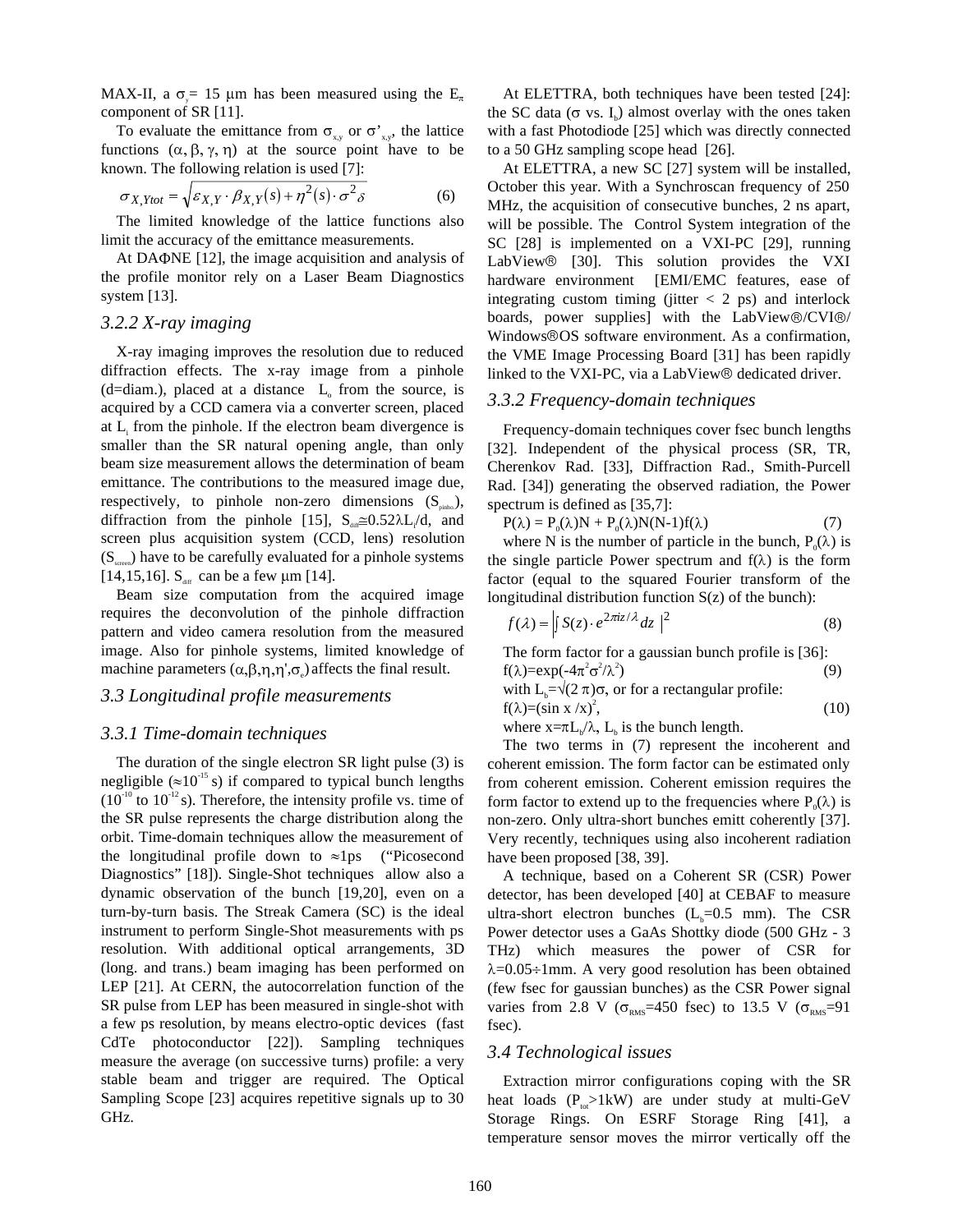MAX-II, a $\sigma_y$= 15 μm has been measured using the $E_\pi$ component of SR [11].

To evaluate the emittance from $\sigma_{x,y}$ or $\sigma'_{x,y}$, the lattice functions ($\alpha$, $\beta$, $\gamma$, $\eta$) at the source point have to be known. The following relation is used [7]:

$$\sigma_{X,Ytot} = \sqrt{\varepsilon_{X,Y} \cdot \beta_{X,Y}(s) + \eta^2(s) \cdot \sigma^2 \delta} \quad (6)$$

The limited knowledge of the lattice functions also limit the accuracy of the emittance measurements.

At DAΦNE [12], the image acquisition and analysis of the profile monitor rely on a Laser Beam Diagnostics system [13].

### 3.2.2 X-ray imaging

X-ray imaging improves the resolution due to reduced diffraction effects. The x-ray image from a pinhole (d=diam.), placed at a distance $L_o$ from the source, is acquired by a CCD camera via a converter screen, placed at $L_i$ from the pinhole. If the electron beam divergence is smaller than the SR natural opening angle, than only beam size measurement allows the determination of beam emittance. The contributions to the measured image due, respectively, to pinhole non-zero dimensions ($S_{pinho.}$), diffraction from the pinhole [15], $S_{diff} \cong 0.52\lambda L_i/d$, and screen plus acquisition system (CCD, lens) resolution ($S_{screen}$) have to be carefully evaluated for a pinhole systems [14,15,16]. $S_{diff}$ can be a few μm [14].

Beam size computation from the acquired image requires the deconvolution of the pinhole diffraction pattern and video camera resolution from the measured image. Also for pinhole systems, limited knowledge of machine parameters ($\alpha,\beta,\eta,\eta',\sigma_e$) affects the final result.

## 3.3 Longitudinal profile measurements

### 3.3.1 Time-domain techniques

The duration of the single electron SR light pulse (3) is negligible ($\approx 10^{-15}$ s) if compared to typical bunch lengths ($10^{-10}$ to $10^{-12}$ s). Therefore, the intensity profile vs. time of the SR pulse represents the charge distribution along the orbit. Time-domain techniques allow the measurement of the longitudinal profile down to ≈1ps ("Picosecond Diagnostics" [18]). Single-Shot techniques allow also a dynamic observation of the bunch [19,20], even on a turn-by-turn basis. The Streak Camera (SC) is the ideal instrument to perform Single-Shot measurements with ps resolution. With additional optical arrangements, 3D (long. and trans.) beam imaging has been performed on LEP [21]. At CERN, the autocorrelation function of the SR pulse from LEP has been measured in single-shot with a few ps resolution, by means electro-optic devices (fast CdTe photoconductor [22]). Sampling techniques measure the average (on successive turns) profile: a very stable beam and trigger are required. The Optical Sampling Scope [23] acquires repetitive signals up to 30 GHz.

At ELETTRA, both techniques have been tested [24]: the SC data ($\sigma$ vs. $I_b$) almost overlay with the ones taken with a fast Photodiode [25] which was directly connected to a 50 GHz sampling scope head [26].

At ELETTRA, a new SC [27] system will be installed, October this year. With a Synchroscan frequency of 250 MHz, the acquisition of consecutive bunches, 2 ns apart, will be possible. The Control System integration of the SC [28] is implemented on a VXI-PC [29], running LabView® [30]. This solution provides the VXI hardware environment [EMI/EMC features, ease of integrating custom timing (jitter < 2 ps) and interlock boards, power supplies] with the LabView®/CVI®/ Windows®OS software environment. As a confirmation, the VME Image Processing Board [31] has been rapidly linked to the VXI-PC, via a LabView® dedicated driver.

### 3.3.2 Frequency-domain techniques

Frequency-domain techniques cover fsec bunch lengths [32]. Independent of the physical process (SR, TR, Cherenkov Rad. [33], Diffraction Rad., Smith-Purcell Rad. [34]) generating the observed radiation, the Power spectrum is defined as [35,7]:

$$P(\lambda) = P_0(\lambda)N + P_0(\lambda)N(N\text{-}1)f(\lambda) \quad (7)$$

where N is the number of particle in the bunch, $P_0(\lambda)$ is the single particle Power spectrum and $f(\lambda)$ is the form factor (equal to the squared Fourier transform of the longitudinal distribution function S(z) of the bunch):

$$f(\lambda) = \left| \int S(z) \cdot e^{2\pi i z/\lambda} dz \right|^2 \quad (8)$$

The form factor for a gaussian bunch profile is [36]:

$$f(\lambda)=\exp(-4\pi^2\sigma^2/\lambda^2) \quad (9)$$

with $L_b=\sqrt{(2\pi)}\sigma$, or for a rectangular profile:

$$f(\lambda)=(\sin x / x)^2, \quad (10)$$

where $x=\pi L_b/\lambda$, $L_b$ is the bunch length.

The two terms in (7) represent the incoherent and coherent emission. The form factor can be estimated only from coherent emission. Coherent emission requires the form factor to extend up to the frequencies where $P_0(\lambda)$ is non-zero. Only ultra-short bunches emitt coherently [37]. Very recently, techniques using also incoherent radiation have been proposed [38, 39].

A technique, based on a Coherent SR (CSR) Power detector, has been developed [40] at CEBAF to measure ultra-short electron bunches ($L_b$=0.5 mm). The CSR Power detector uses a GaAs Shottky diode (500 GHz - 3 THz) which measures the power of CSR for $\lambda$=0.05÷1mm. A very good resolution has been obtained (few fsec for gaussian bunches) as the CSR Power signal varies from 2.8 V ($\sigma_{RMS}$=450 fsec) to 13.5 V ($\sigma_{RMS}$=91 fsec).

## 3.4 Technological issues

Extraction mirror configurations coping with the SR heat loads ($P_{tot}$>1kW) are under study at multi-GeV Storage Rings. On ESRF Storage Ring [41], a temperature sensor moves the mirror vertically off the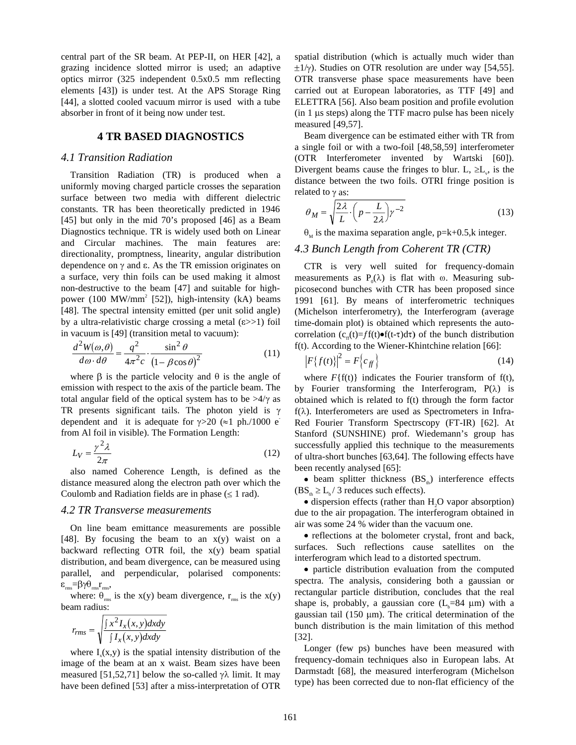central part of the SR beam. At PEP-II, on HER [42], a grazing incidence slotted mirror is used; an adaptive optics mirror (325 independent 0.5x0.5 mm reflecting elements [43]) is under test. At the APS Storage Ring [44], a slotted cooled vacuum mirror is used with a tube absorber in front of it being now under test.

## 4 TR BASED DIAGNOSTICS

### *4.1 Transition Radiation*

Transition Radiation (TR) is produced when a uniformly moving charged particle crosses the separation surface between two media with different dielectric constants. TR has been theoretically predicted in 1946 [45] but only in the mid 70's proposed [46] as a Beam Diagnostics technique. TR is widely used both on Linear and Circular machines. The main features are: directionality, promptness, linearity, angular distribution dependence on $\gamma$ and $\varepsilon$. As the TR emission originates on a surface, very thin foils can be used making it almost non-destructive to the beam [47] and suitable for high-power (100 MW/mm$^2$ [52]), high-intensity (kA) beams [48]. The spectral intensity emitted (per unit solid angle) by a ultra-relativistic charge crossing a metal ($\varepsilon$>>1) foil in vacuum is [49] (transition metal to vacuum):

$$\frac{d^2W(\omega,\theta)}{d\omega \cdot d\theta} = \frac{q^2}{4\pi^2 c} \cdot \frac{\sin^2\theta}{(1-\beta\cos\theta)^2} \tag{11}$$

where $\beta$ is the particle velocity and $\theta$ is the angle of emission with respect to the axis of the particle beam. The total angular field of the optical system has to be >4/$\gamma$ as TR presents significant tails. The photon yield is $\gamma$ dependent and it is adequate for $\gamma$>20 ($\approx$1 ph./1000 e$^-$ from Al foil in visible). The Formation Length:

$$L_V = \frac{\gamma^2\lambda}{2\pi} \tag{12}$$

also named Coherence Length, is defined as the distance measured along the electron path over which the Coulomb and Radiation fields are in phase ($\leq$ 1 rad).

### *4.2 TR Transverse measurements*

On line beam emittance measurements are possible [48]. By focusing the beam to an x(y) waist on a backward reflecting OTR foil, the x(y) beam spatial distribution, and beam divergence, can be measured using parallel, and perpendicular, polarised components: $\varepsilon_{rms}=\beta\gamma\theta_{rms}r_{rms}$,

where: $\theta_{rms}$ is the x(y) beam divergence, $r_{rms}$ is the x(y) beam radius:

$$r_{rms} = \sqrt{\frac{\int x^2 I_x(x,y)dxdy}{\int I_x(x,y)dxdy}}$$

where $I_x(x,y)$ is the spatial intensity distribution of the image of the beam at an x waist. Beam sizes have been measured [51,52,71] below the so-called $\gamma\lambda$ limit. It may have been defined [53] after a miss-interpretation of OTR spatial distribution (which is actually much wider than $\pm 1/\gamma$). Studies on OTR resolution are under way [54,55]. OTR transverse phase space measurements have been carried out at European laboratories, as TTF [49] and ELETTRA [56]. Also beam position and profile evolution (in 1 $\mu$s steps) along the TTF macro pulse has been nicely measured [49,57].

Beam divergence can be estimated either with TR from a single foil or with a two-foil [48,58,59] interferometer (OTR Interferometer invented by Wartski [60]). Divergent beams cause the fringes to blur. L, $\geq L_v$, is the distance between the two foils. OTRI fringe position is related to $\gamma$ as:

$$\theta_M = \sqrt{\frac{2\lambda}{L} \cdot \left(p - \frac{L}{2\lambda}\right)\gamma^{-2}} \tag{13}$$

$\theta_M$ is the maxima separation angle, p=k+0.5,k integer.

### *4.3 Bunch Length from Coherent TR (CTR)*

CTR is very well suited for frequency-domain measurements as $P_0(\lambda)$ is flat with $\omega$. Measuring sub-picosecond bunches with CTR has been proposed since 1991 [61]. By means of interferometric techniques (Michelson interferometry), the Interferogram (average time-domain plot) is obtained which represents the auto-correlation ($c_{ff}(t)=\int f(t)\bullet f(t-\tau)d\tau$) of the bunch distribution f(t). According to the Wiener-Khintchine relation [66]:

$$\left|F\{f(t)\}\right|^2 = F\{c_{ff}\} \tag{14}$$

where $F\{f(t)\}$ indicates the Fourier transform of f(t), by Fourier transforming the Interferogram, $P(\lambda)$ is obtained which is related to f(t) through the form factor $f(\lambda)$. Interferometers are used as Spectrometers in Infra-Red Fourier Transform Spectrscopy (FT-IR) [62]. At Stanford (SUNSHINE) prof. Wiedemann's group has successfully applied this technique to the measurements of ultra-short bunches [63,64]. The following effects have been recently analysed [65]:

- beam splitter thickness ($BS_{th}$) interference effects ($BS_{th} \geq L_b / 3$ reduces such effects).
- dispersion effects (rather than $H_2O$ vapor absorption) due to the air propagation. The interferogram obtained in air was some 24 % wider than the vacuum one.
- reflections at the bolometer crystal, front and back, surfaces. Such reflections cause satellites on the interferogram which lead to a distorted spectrum.
- particle distribution evaluation from the computed spectra. The analysis, considering both a gaussian or rectangular particle distribution, concludes that the real shape is, probably, a gaussian core ($L_b$=84 $\mu$m) with a gaussian tail (150 $\mu$m). The critical determination of the bunch distribution is the main limitation of this method [32].

Longer (few ps) bunches have been measured with frequency-domain techniques also in European labs. At Darmstadt [68], the measured interferogram (Michelson type) has been corrected due to non-flat efficiency of the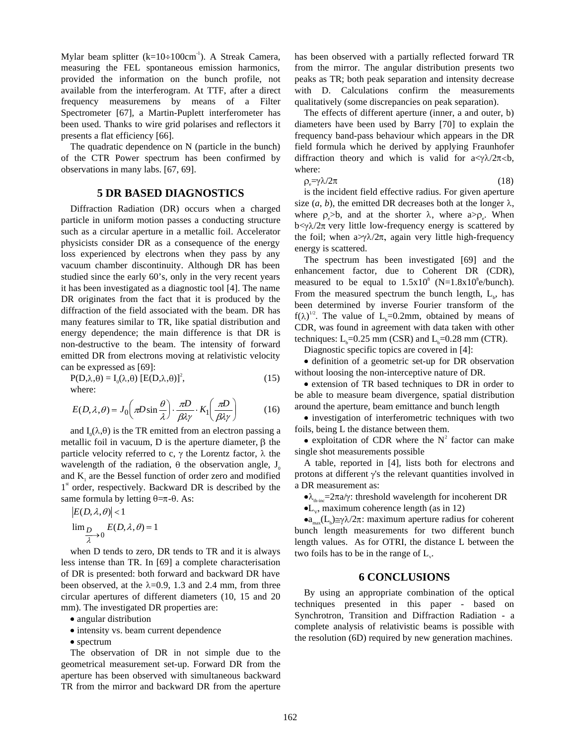Mylar beam splitter ($k=10\div100\text{cm}^{-1}$). A Streak Camera, measuring the FEL spontaneous emission harmonics, provided the information on the bunch profile, not available from the interferogram. At TTF, after a direct frequency measuremens by means of a Filter Spectrometer [67], a Martin-Puplett interferometer has been used. Thanks to wire grid polarises and reflectors it presents a flat efficiency [66].

The quadratic dependence on N (particle in the bunch) of the CTR Power spectrum has been confirmed by observations in many labs. [67, 69].

## 5 DR BASED DIAGNOSTICS

Diffraction Radiation (DR) occurs when a charged particle in uniform motion passes a conducting structure such as a circular aperture in a metallic foil. Accelerator physicists consider DR as a consequence of the energy loss experienced by electrons when they pass by any vacuum chamber discontinuity. Although DR has been studied since the early 60's, only in the very recent years it has been investigated as a diagnostic tool [4]. The name DR originates from the fact that it is produced by the diffraction of the field associated with the beam. DR has many features similar to TR, like spatial distribution and energy dependence; the main difference is that DR is non-destructive to the beam. The intensity of forward emitted DR from electrons moving at relativistic velocity can be expressed as [69]:

$$P(D,\lambda,\theta) = I_0(\lambda,\theta)\,[E(D,\lambda,\theta)]^2, \tag{15}$$

where:

$$E(D,\lambda,\theta) = J_0\left(\pi D \sin\frac{\theta}{\lambda}\right)\cdot\frac{\pi D}{\beta\lambda\gamma}\cdot K_1\left(\frac{\pi D}{\beta\lambda\gamma}\right) \tag{16}$$

and $I_0(\lambda,\theta)$ is the TR emitted from an electron passing a metallic foil in vacuum, D is the aperture diameter, $\beta$ the particle velocity referred to c, $\gamma$ the Lorentz factor, $\lambda$ the wavelength of the radiation, $\theta$ the observation angle, $J_0$ and $K_1$ are the Bessel function of order zero and modified 1st order, respectively. Backward DR is described by the same formula by letting $\theta=\pi-\theta$. As:

$$\left|E(D,\lambda,\theta)\right| < 1$$

$$\lim_{\frac{D}{\lambda}\to 0} E(D,\lambda,\theta) = 1$$

when D tends to zero, DR tends to TR and it is always less intense than TR. In [69] a complete characterisation of DR is presented: both forward and backward DR have been observed, at the $\lambda$=0.9, 1.3 and 2.4 mm, from three circular apertures of different diameters (10, 15 and 20 mm). The investigated DR properties are:

- angular distribution
- intensity vs. beam current dependence
- spectrum

The observation of DR in not simple due to the geometrical measurement set-up. Forward DR from the aperture has been observed with simultaneous backward TR from the mirror and backward DR from the aperture has been observed with a partially reflected forward TR from the mirror. The angular distribution presents two peaks as TR; both peak separation and intensity decrease with D. Calculations confirm the measurements qualitatively (some discrepancies on peak separation).

The effects of different aperture (inner, a and outer, b) diameters have been used by Barry [70] to explain the frequency band-pass behaviour which appears in the DR field formula which he derived by applying Fraunhofer diffraction theory and which is valid for $a<\gamma\lambda/2\pi<b$, where:

$$\rho_e=\gamma\lambda/2\pi \tag{18}$$

is the incident field effective radius. For given aperture size (*a*, *b*), the emitted DR decreases both at the longer $\lambda$, where $\rho_e>b$, and at the shorter $\lambda$, where $a>\rho_e$. When $b<\gamma\lambda/2\pi$ very little low-frequency energy is scattered by the foil; when $a>\gamma\lambda/2\pi$, again very little high-frequency energy is scattered.

The spectrum has been investigated [69] and the enhancement factor, due to Coherent DR (CDR), measured to be equal to $1.5\times10^8$ ($N=1.8\times10^8$e/bunch). From the measured spectrum the bunch length, $L_b$, has been determined by inverse Fourier transform of the $f(\lambda)^{1/2}$. The value of $L_b$=0.2mm, obtained by means of CDR, was found in agreement with data taken with other techniques: $L_b$=0.25 mm (CSR) and $L_b$=0.28 mm (CTR).

Diagnostic specific topics are covered in [4]:

- definition of a geometric set-up for DR observation without loosing the non-interceptive nature of DR.
- extension of TR based techniques to DR in order to be able to measure beam divergence, spatial distribution around the aperture, beam emittance and bunch length
- investigation of interferometric techniques with two foils, being L the distance between them.
- exploitation of CDR where the $N^2$ factor can make single shot measurements possible

A table, reported in [4], lists both for electrons and protons at different $\gamma$'s the relevant quantities involved in a DR measurement as:

- $\lambda_{th\text{-}inc}=2\pi a/\gamma$: threshold wavelength for incoherent DR
- $L_V$, maximum coherence length (as in 12)
- $a_{max}(L_b)\cong\gamma\lambda/2\pi$: maximum aperture radius for coherent bunch length measurements for two different bunch length values. As for OTRI, the distance L between the two foils has to be in the range of $L_v$.

## 6 CONCLUSIONS

By using an appropriate combination of the optical techniques presented in this paper - based on Synchrotron, Transition and Diffraction Radiation - a complete analysis of relativistic beams is possible with the resolution (6D) required by new generation machines.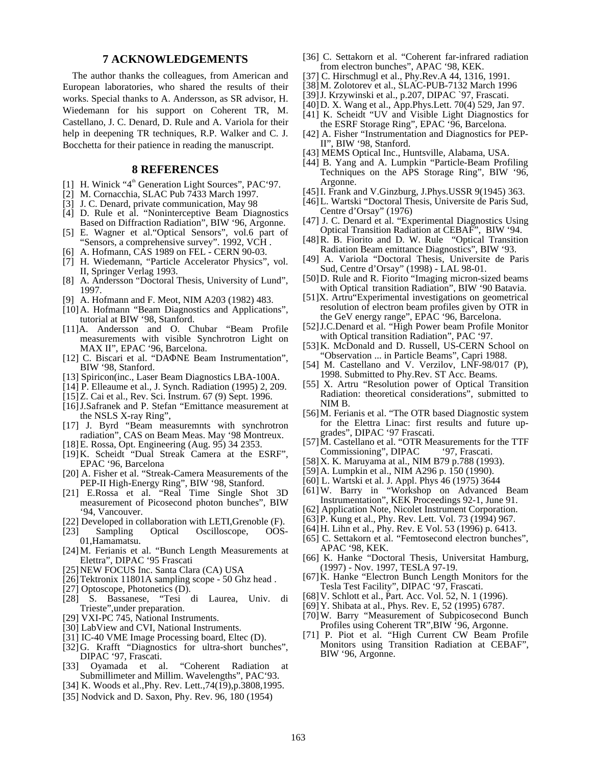## 7 ACKNOWLEDGEMENTS

The author thanks the colleagues, from American and European laboratories, who shared the results of their works. Special thanks to A. Andersson, as SR advisor, H. Wiedemann for his support on Coherent TR, M. Castellano, J. C. Denard, D. Rule and A. Variola for their help in deepening TR techniques, R.P. Walker and C. J. Bocchetta for their patience in reading the manuscript.

## 8 REFERENCES

[1] H. Winick "4th Generation Light Sources", PAC'97.
[2] M. Cornacchia, SLAC Pub 7433 March 1997.
[3] J. C. Denard, private communication, May 98
[4] D. Rule et al. "Noninterceptive Beam Diagnostics Based on Diffraction Radiation", BIW '96, Argonne.
[5] E. Wagner et al."Optical Sensors", vol.6 part of "Sensors, a comprehensive survey". 1992, VCH .
[6] A. Hofmann, CAS 1989 on FEL - CERN 90-03.
[7] H. Wiedemann, "Particle Accelerator Physics", vol. II, Springer Verlag 1993.
[8] A. Andersson "Doctoral Thesis, University of Lund", 1997.
[9] A. Hofmann and F. Meot, NIM A203 (1982) 483.
[10] A. Hofmann "Beam Diagnostics and Applications", tutorial at BIW '98, Stanford.
[11] A. Andersson and O. Chubar "Beam Profile measurements with visible Synchrotron Light on MAX II", EPAC '96, Barcelona.
[12] C. Biscari et al. "DAΦNE Beam Instrumentation", BIW '98, Stanford.
[13] Spiricon(inc., Laser Beam Diagnostics LBA-100A.
[14] P. Elleaume et al., J. Synch. Radiation (1995) 2, 209.
[15] Z. Cai et al., Rev. Sci. Instrum. 67 (9) Sept. 1996.
[16] J.Safranek and P. Stefan "Emittance measurement at the NSLS X-ray Ring",
[17] J. Byrd "Beam measuremnts with synchrotron radiation", CAS on Beam Meas. May '98 Montreux.
[18] E. Rossa, Opt. Engineering (Aug. 95) 34 2353.
[19] K. Scheidt "Dual Streak Camera at the ESRF", EPAC '96, Barcelona
[20] A. Fisher et al. "Streak-Camera Measurements of the PEP-II High-Energy Ring", BIW '98, Stanford.
[21] E.Rossa et al. "Real Time Single Shot 3D measurement of Picosecond photon bunches", BIW '94, Vancouver.
[22] Developed in collaboration with LETI,Grenoble (F).
[23] Sampling Optical Oscilloscope, OOS-01,Hamamatsu.
[24] M. Ferianis et al. "Bunch Length Measurements at Elettra", DIPAC '95 Frascati
[25] NEW FOCUS Inc. Santa Clara (CA) USA
[26] Tektronix 11801A sampling scope - 50 Ghz head .
[27] Optoscope, Photonetics (D).
[28] S. Bassanese, "Tesi di Laurea, Univ. di Trieste",under preparation.
[29] VXI-PC 745, National Instruments.
[30] LabView and CVI, National Instruments.
[31] IC-40 VME Image Processing board, Eltec (D).
[32] G. Krafft "Diagnostics for ultra-short bunches", DIPAC '97, Frascati.
[33] Oyamada et al. "Coherent Radiation at Submillimeter and Millim. Wavelengths", PAC'93.
[34] K. Woods et al.,Phy. Rev. Lett.,74(19),p.3808,1995.
[35] Nodvick and D. Saxon, Phy. Rev. 96, 180 (1954)
[36] C. Settakorn et al. "Coherent far-infrared radiation from electron bunches", APAC '98, KEK.
[37] C. Hirschmugl et al., Phy.Rev.A 44, 1316, 1991.
[38] M. Zolotorev et al., SLAC-PUB-7132 March 1996
[39] J. Krzywinski et al., p.207, DIPAC `97, Frascati.
[40] D. X. Wang et al., App.Phys.Lett. 70(4) 529, Jan 97.
[41] K. Scheidt "UV and Visible Light Diagnostics for the ESRF Storage Ring", EPAC '96, Barcelona.
[42] A. Fisher "Instrumentation and Diagnostics for PEP-II", BIW '98, Stanford.
[43] MEMS Optical Inc., Huntsville, Alabama, USA.
[44] B. Yang and A. Lumpkin "Particle-Beam Profiling Techniques on the APS Storage Ring", BIW '96, Argonne.
[45] I. Frank and V.Ginzburg, J.Phys.USSR 9(1945) 363.
[46] L. Wartski "Doctoral Thesis, Universite de Paris Sud, Centre d'Orsay" (1976)
[47] J. C. Denard et al. "Experimental Diagnostics Using Optical Transition Radiation at CEBAF", BIW '94.
[48] R. B. Fiorito and D. W. Rule "Optical Transition Radiation Beam emittance Diagnostics", BIW '93.
[49] A. Variola "Doctoral Thesis, Universite de Paris Sud, Centre d'Orsay" (1998) - LAL 98-01.
[50] D. Rule and R. Fiorito "Imaging micron-sized beams with Optical transition Radiation", BIW '90 Batavia.
[51] X. Artru"Experimental investigations on geometrical resolution of electron beam profiles given by OTR in the GeV energy range", EPAC '96, Barcelona.
[52] J.C.Denard et al. "High Power beam Profile Monitor with Optical transition Radiation", PAC '97.
[53] K. McDonald and D. Russell, US-CERN School on "Observation ... in Particle Beams", Capri 1988.
[54] M. Castellano and V. Verzilov, LNF-98/017 (P), 1998. Submitted to Phy.Rev. ST Acc. Beams.
[55] X. Artru "Resolution power of Optical Transition Radiation: theoretical considerations", submitted to NIM B.
[56] M. Ferianis et al. "The OTR based Diagnostic system for the Elettra Linac: first results and future upgrades", DIPAC '97 Frascati.
[57] M. Castellano et al. "OTR Measurements for the TTF Commissioning", DIPAC '97, Frascati.
[58] X. K. Maruyama at al., NIM B79 p.788 (1993).
[59] A. Lumpkin et al., NIM A296 p. 150 (1990).
[60] L. Wartski et al. J. Appl. Phys 46 (1975) 3644
[61] W. Barry in "Workshop on Advanced Beam Instrumentation", KEK Proceedings 92-1, June 91.
[62] Application Note, Nicolet Instrument Corporation.
[63] P. Kung et al., Phy. Rev. Lett. Vol. 73 (1994) 967.
[64] H. Lihn et al., Phy. Rev. E Vol. 53 (1996) p. 6413.
[65] C. Settakorn et al. "Femtosecond electron bunches", APAC '98, KEK.
[66] K. Hanke "Doctoral Thesis, Universitat Hamburg, (1997) - Nov. 1997, TESLA 97-19.
[67] K. Hanke "Electron Bunch Length Monitors for the Tesla Test Facility", DIPAC '97, Frascati.
[68] V. Schlott et al., Part. Acc. Vol. 52, N. 1 (1996).
[69] Y. Shibata at al., Phys. Rev. E, 52 (1995) 6787.
[70] W. Barry "Measurement of Subpicosecond Bunch Profiles using Coherent TR",BIW '96, Argonne.
[71] P. Piot et al. "High Current CW Beam Profile Monitors using Transition Radiation at CEBAF", BIW '96, Argonne.